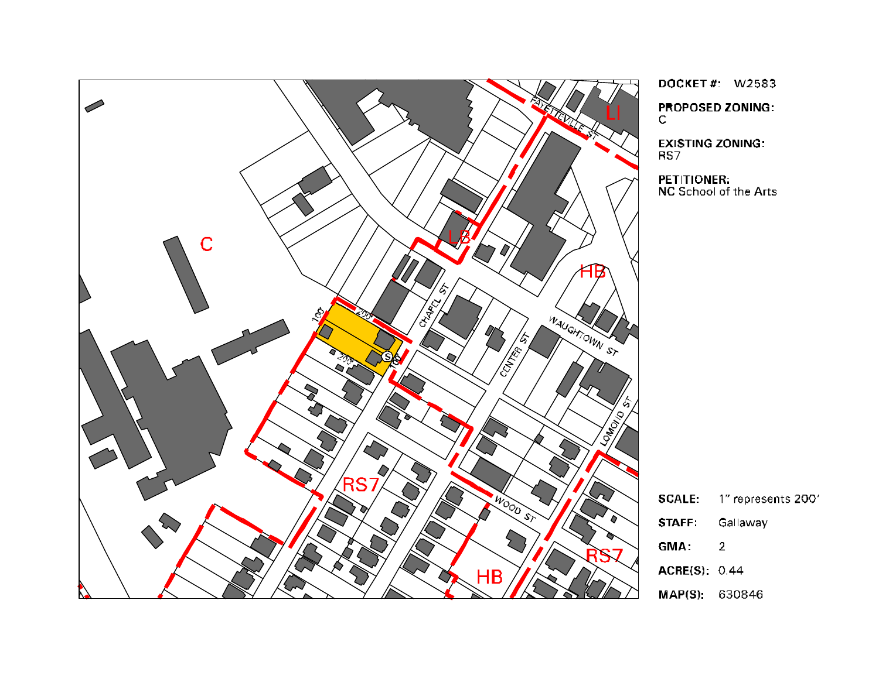**DOCKET #:** W2583

**PROPOSED ZONING:**
C

**EXISTING ZONING:**
RS7

**PETITIONER:**
NC School of the Arts

C

LB

HB

LI

RS7

RS7

HB

FAYETTEVILLE ST

CHAPEL ST

WAUGHTOWN ST

CENTER ST

LOMOND ST

WOOD ST

100'

200'

200'

100'

S

**SCALE:** 1" represents 200'

**STAFF:** Gallaway

**GMA:** 2

**ACRE(S):** 0.44

**MAP(S):** 630846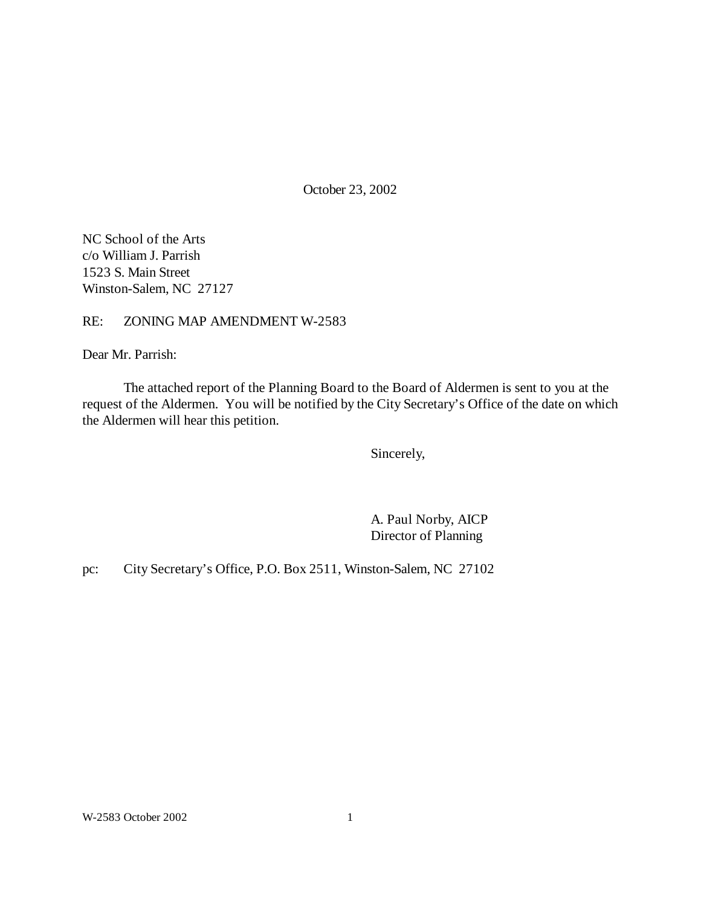October 23, 2002

NC School of the Arts  
c/o William J. Parrish  
1523 S. Main Street  
Winston-Salem, NC  27127

RE: ZONING MAP AMENDMENT W-2583

Dear Mr. Parrish:

The attached report of the Planning Board to the Board of Aldermen is sent to you at the request of the Aldermen. You will be notified by the City Secretary's Office of the date on which the Aldermen will hear this petition.

Sincerely,

A. Paul Norby, AICP  
Director of Planning

pc: City Secretary's Office, P.O. Box 2511, Winston-Salem, NC  27102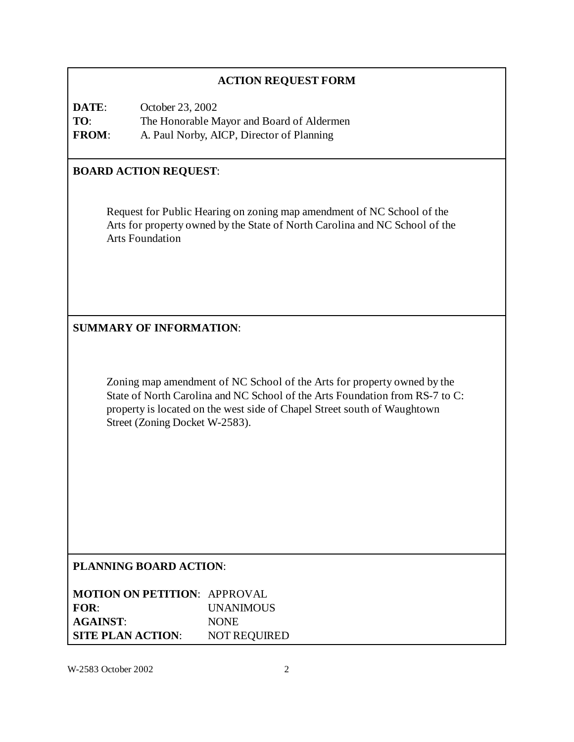## ACTION REQUEST FORM

**DATE**: October 23, 2002
**TO**: The Honorable Mayor and Board of Aldermen
**FROM**: A. Paul Norby, AICP, Director of Planning

**BOARD ACTION REQUEST**:

Request for Public Hearing on zoning map amendment of NC School of the Arts for property owned by the State of North Carolina and NC School of the Arts Foundation

**SUMMARY OF INFORMATION**:

Zoning map amendment of NC School of the Arts for property owned by the State of North Carolina and NC School of the Arts Foundation from RS-7 to C: property is located on the west side of Chapel Street south of Waughtown Street (Zoning Docket W-2583).

**PLANNING BOARD ACTION**:

**MOTION ON PETITION**: APPROVAL
**FOR**: UNANIMOUS
**AGAINST**: NONE
**SITE PLAN ACTION**: NOT REQUIRED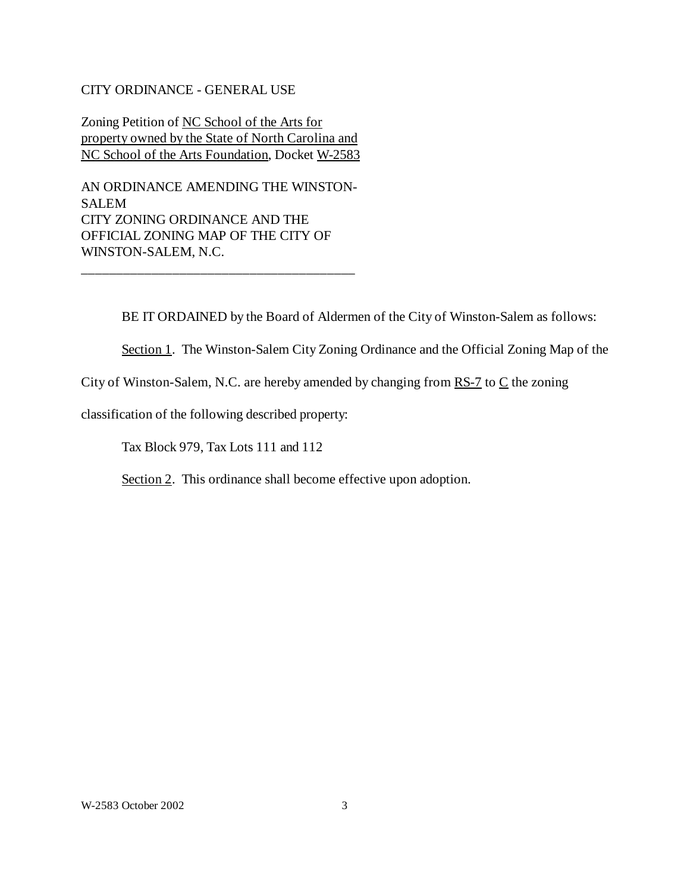CITY ORDINANCE - GENERAL USE

Zoning Petition of NC School of the Arts for property owned by the State of North Carolina and NC School of the Arts Foundation, Docket W-2583

AN ORDINANCE AMENDING THE WINSTON-SALEM
CITY ZONING ORDINANCE AND THE
OFFICIAL ZONING MAP OF THE CITY OF
WINSTON-SALEM, N.C.

---

BE IT ORDAINED by the Board of Aldermen of the City of Winston-Salem as follows:

Section 1. The Winston-Salem City Zoning Ordinance and the Official Zoning Map of the City of Winston-Salem, N.C. are hereby amended by changing from RS-7 to C the zoning classification of the following described property:

Tax Block 979, Tax Lots 111 and 112

Section 2. This ordinance shall become effective upon adoption.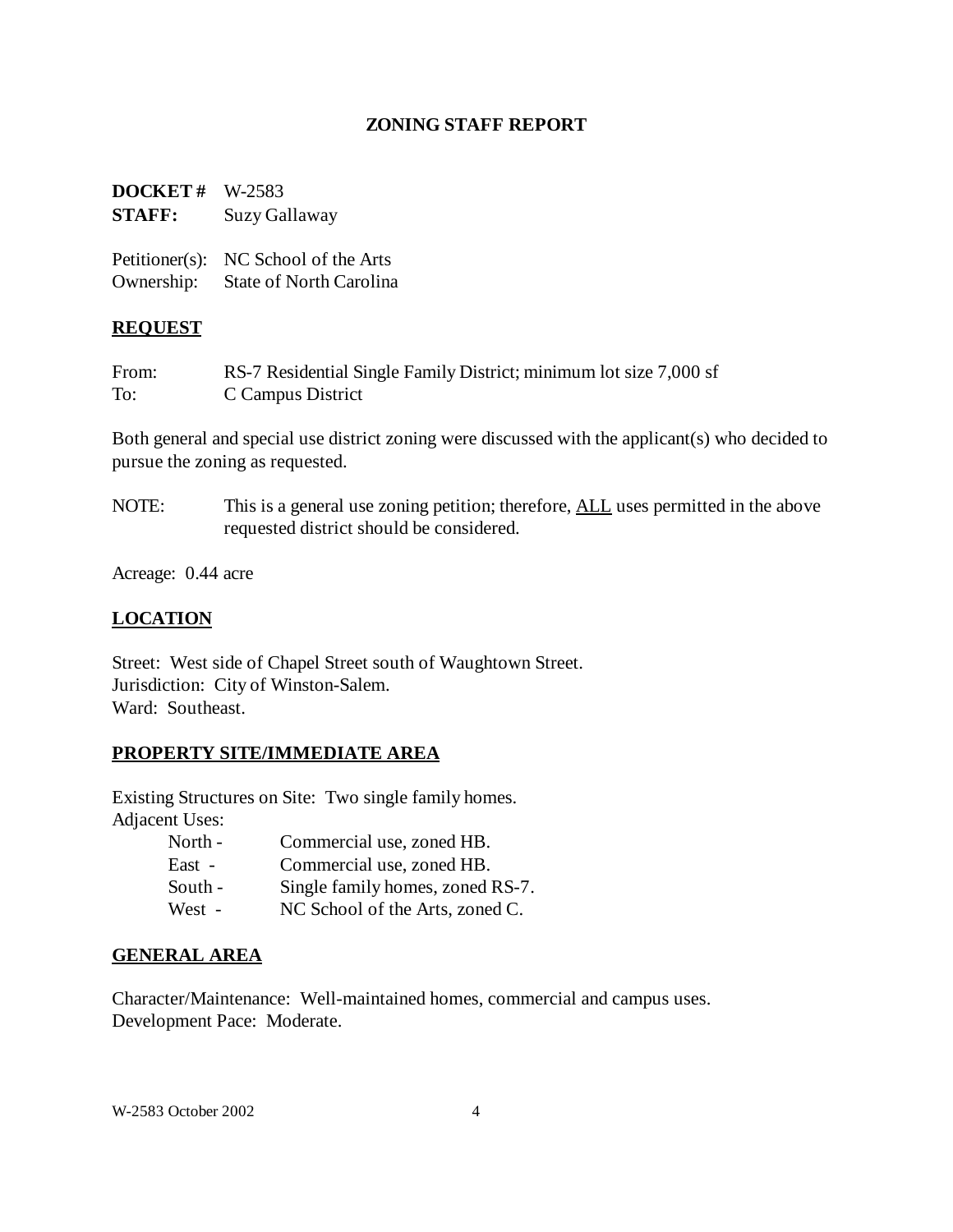# ZONING STAFF REPORT

**DOCKET #** W-2583
**STAFF:** Suzy Gallaway

Petitioner(s): NC School of the Arts
Ownership: State of North Carolina

## REQUEST

From: RS-7 Residential Single Family District; minimum lot size 7,000 sf
To: C Campus District

Both general and special use district zoning were discussed with the applicant(s) who decided to pursue the zoning as requested.

NOTE: This is a general use zoning petition; therefore, ALL uses permitted in the above requested district should be considered.

Acreage: 0.44 acre

## LOCATION

Street: West side of Chapel Street south of Waughtown Street.
Jurisdiction: City of Winston-Salem.
Ward: Southeast.

## PROPERTY SITE/IMMEDIATE AREA

Existing Structures on Site: Two single family homes.
Adjacent Uses:

- North - Commercial use, zoned HB.
- East - Commercial use, zoned HB.
- South - Single family homes, zoned RS-7.
- West - NC School of the Arts, zoned C.

## GENERAL AREA

Character/Maintenance: Well-maintained homes, commercial and campus uses.
Development Pace: Moderate.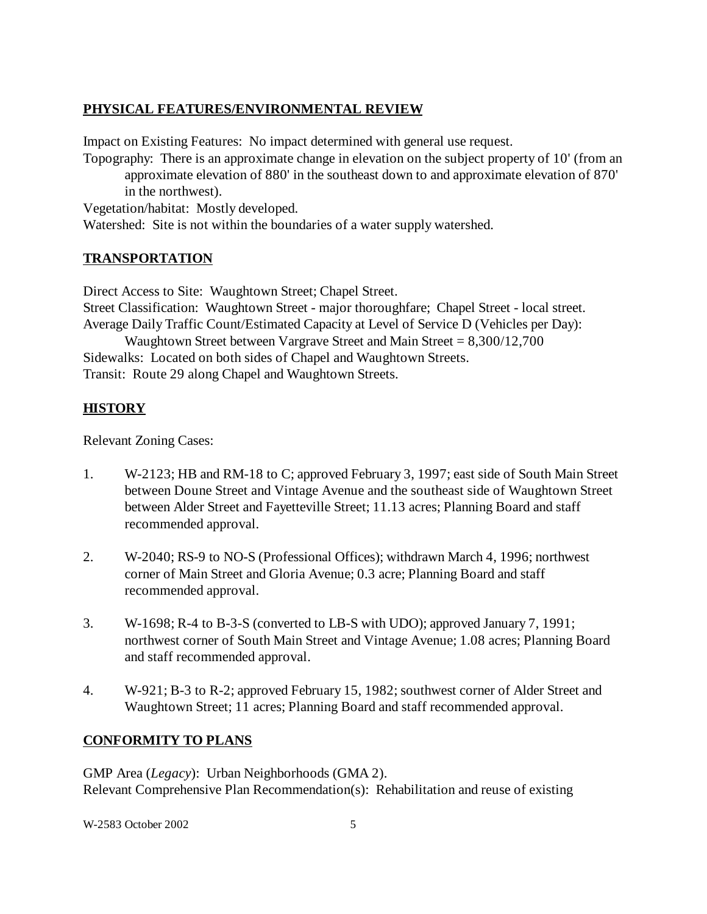## PHYSICAL FEATURES/ENVIRONMENTAL REVIEW

Impact on Existing Features: No impact determined with general use request.
Topography: There is an approximate change in elevation on the subject property of 10' (from an approximate elevation of 880' in the southeast down to and approximate elevation of 870' in the northwest).
Vegetation/habitat: Mostly developed.
Watershed: Site is not within the boundaries of a water supply watershed.

## TRANSPORTATION

Direct Access to Site: Waughtown Street; Chapel Street.
Street Classification: Waughtown Street - major thoroughfare; Chapel Street - local street.
Average Daily Traffic Count/Estimated Capacity at Level of Service D (Vehicles per Day):
Waughtown Street between Vargrave Street and Main Street = 8,300/12,700
Sidewalks: Located on both sides of Chapel and Waughtown Streets.
Transit: Route 29 along Chapel and Waughtown Streets.

## HISTORY

Relevant Zoning Cases:

1. W-2123; HB and RM-18 to C; approved February 3, 1997; east side of South Main Street between Doune Street and Vintage Avenue and the southeast side of Waughtown Street between Alder Street and Fayetteville Street; 11.13 acres; Planning Board and staff recommended approval.

2. W-2040; RS-9 to NO-S (Professional Offices); withdrawn March 4, 1996; northwest corner of Main Street and Gloria Avenue; 0.3 acre; Planning Board and staff recommended approval.

3. W-1698; R-4 to B-3-S (converted to LB-S with UDO); approved January 7, 1991; northwest corner of South Main Street and Vintage Avenue; 1.08 acres; Planning Board and staff recommended approval.

4. W-921; B-3 to R-2; approved February 15, 1982; southwest corner of Alder Street and Waughtown Street; 11 acres; Planning Board and staff recommended approval.

## CONFORMITY TO PLANS

GMP Area (*Legacy*): Urban Neighborhoods (GMA 2).
Relevant Comprehensive Plan Recommendation(s): Rehabilitation and reuse of existing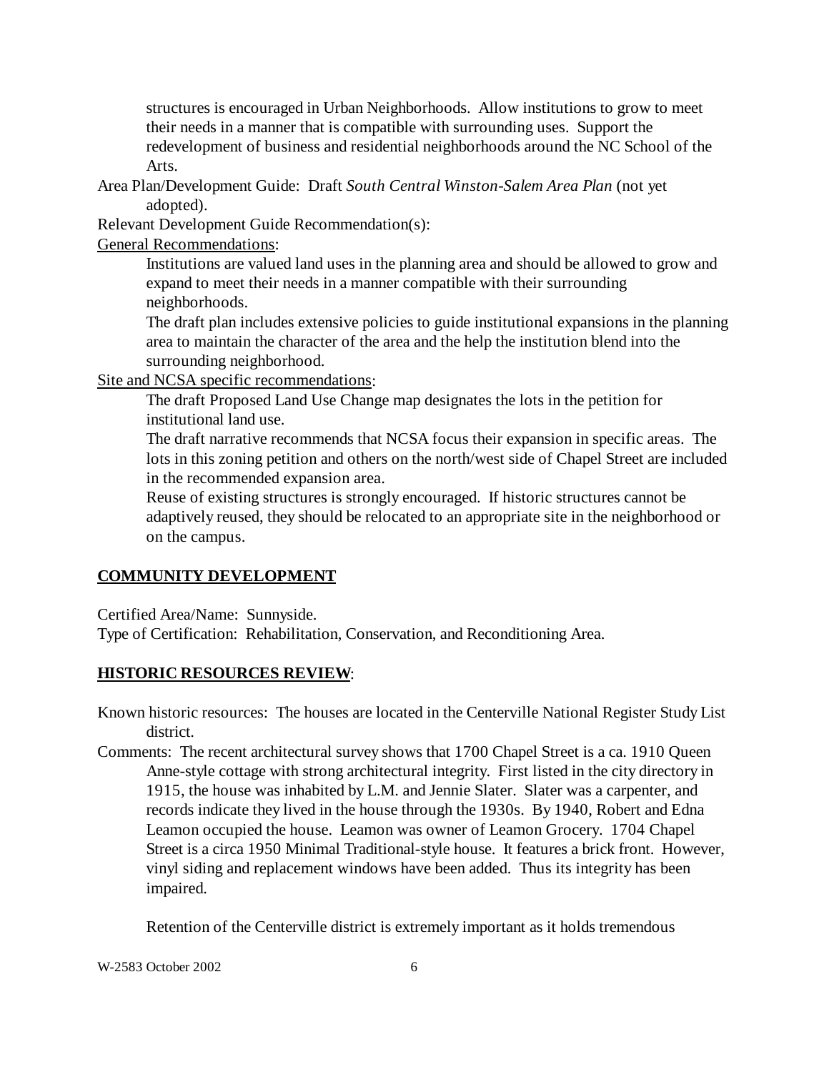structures is encouraged in Urban Neighborhoods. Allow institutions to grow to meet their needs in a manner that is compatible with surrounding uses. Support the redevelopment of business and residential neighborhoods around the NC School of the Arts.

Area Plan/Development Guide: Draft *South Central Winston-Salem Area Plan* (not yet adopted).

Relevant Development Guide Recommendation(s):

<u>General Recommendations</u>:

Institutions are valued land uses in the planning area and should be allowed to grow and expand to meet their needs in a manner compatible with their surrounding neighborhoods.

The draft plan includes extensive policies to guide institutional expansions in the planning area to maintain the character of the area and the help the institution blend into the surrounding neighborhood.

<u>Site and NCSA specific recommendations</u>:

The draft Proposed Land Use Change map designates the lots in the petition for institutional land use.

The draft narrative recommends that NCSA focus their expansion in specific areas. The lots in this zoning petition and others on the north/west side of Chapel Street are included in the recommended expansion area.

Reuse of existing structures is strongly encouraged. If historic structures cannot be adaptively reused, they should be relocated to an appropriate site in the neighborhood or on the campus.

## COMMUNITY DEVELOPMENT

Certified Area/Name: Sunnyside.

Type of Certification: Rehabilitation, Conservation, and Reconditioning Area.

## HISTORIC RESOURCES REVIEW:

Known historic resources: The houses are located in the Centerville National Register Study List district.

Comments: The recent architectural survey shows that 1700 Chapel Street is a ca. 1910 Queen Anne-style cottage with strong architectural integrity. First listed in the city directory in 1915, the house was inhabited by L.M. and Jennie Slater. Slater was a carpenter, and records indicate they lived in the house through the 1930s. By 1940, Robert and Edna Leamon occupied the house. Leamon was owner of Leamon Grocery. 1704 Chapel Street is a circa 1950 Minimal Traditional-style house. It features a brick front. However, vinyl siding and replacement windows have been added. Thus its integrity has been impaired.

Retention of the Centerville district is extremely important as it holds tremendous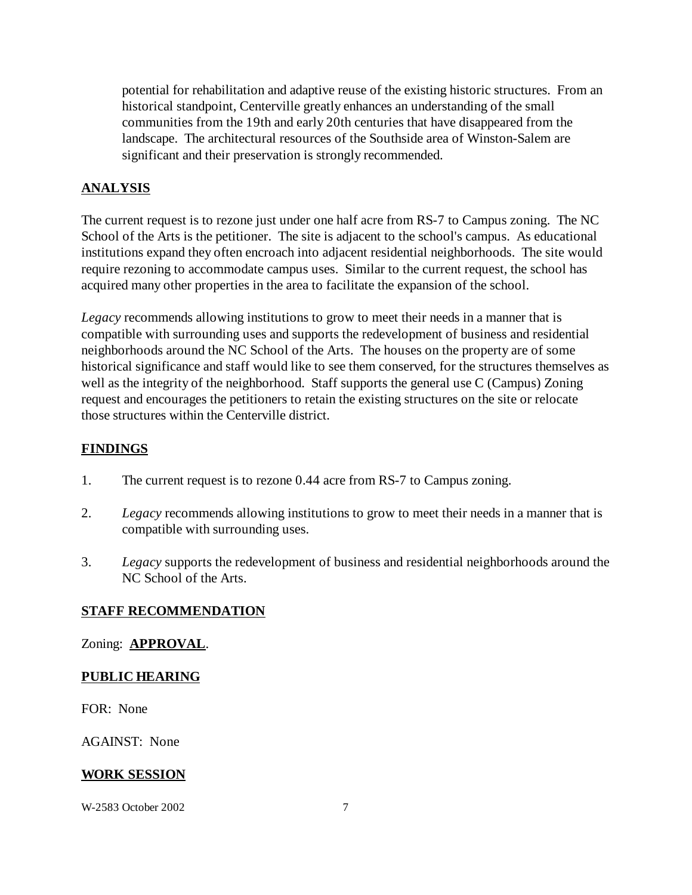potential for rehabilitation and adaptive reuse of the existing historic structures. From an historical standpoint, Centerville greatly enhances an understanding of the small communities from the 19th and early 20th centuries that have disappeared from the landscape. The architectural resources of the Southside area of Winston-Salem are significant and their preservation is strongly recommended.

## ANALYSIS

The current request is to rezone just under one half acre from RS-7 to Campus zoning. The NC School of the Arts is the petitioner. The site is adjacent to the school's campus. As educational institutions expand they often encroach into adjacent residential neighborhoods. The site would require rezoning to accommodate campus uses. Similar to the current request, the school has acquired many other properties in the area to facilitate the expansion of the school.

*Legacy* recommends allowing institutions to grow to meet their needs in a manner that is compatible with surrounding uses and supports the redevelopment of business and residential neighborhoods around the NC School of the Arts. The houses on the property are of some historical significance and staff would like to see them conserved, for the structures themselves as well as the integrity of the neighborhood. Staff supports the general use C (Campus) Zoning request and encourages the petitioners to retain the existing structures on the site or relocate those structures within the Centerville district.

## FINDINGS

1. The current request is to rezone 0.44 acre from RS-7 to Campus zoning.
2. *Legacy* recommends allowing institutions to grow to meet their needs in a manner that is compatible with surrounding uses.
3. *Legacy* supports the redevelopment of business and residential neighborhoods around the NC School of the Arts.

## STAFF RECOMMENDATION

Zoning: **APPROVAL**.

## PUBLIC HEARING

FOR: None

AGAINST: None

## WORK SESSION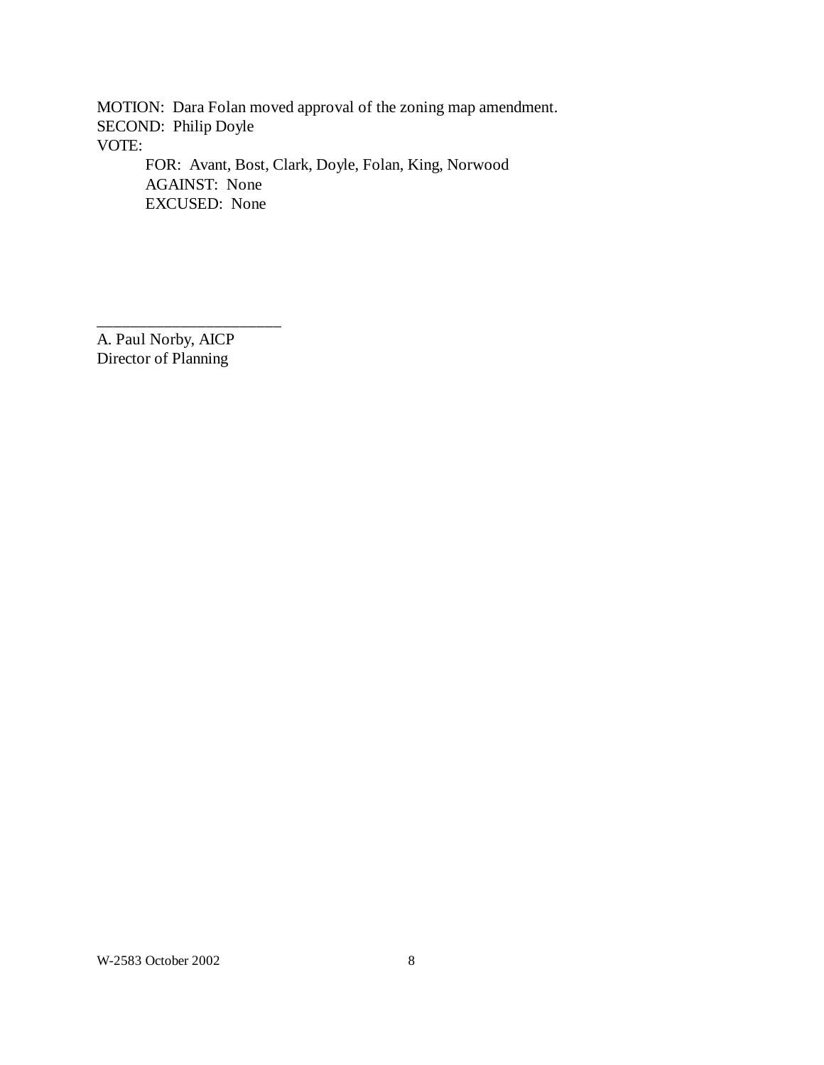MOTION: Dara Folan moved approval of the zoning map amendment.
SECOND: Philip Doyle
VOTE:

FOR: Avant, Bost, Clark, Doyle, Folan, King, Norwood
AGAINST: None
EXCUSED: None

_______________________
A. Paul Norby, AICP
Director of Planning